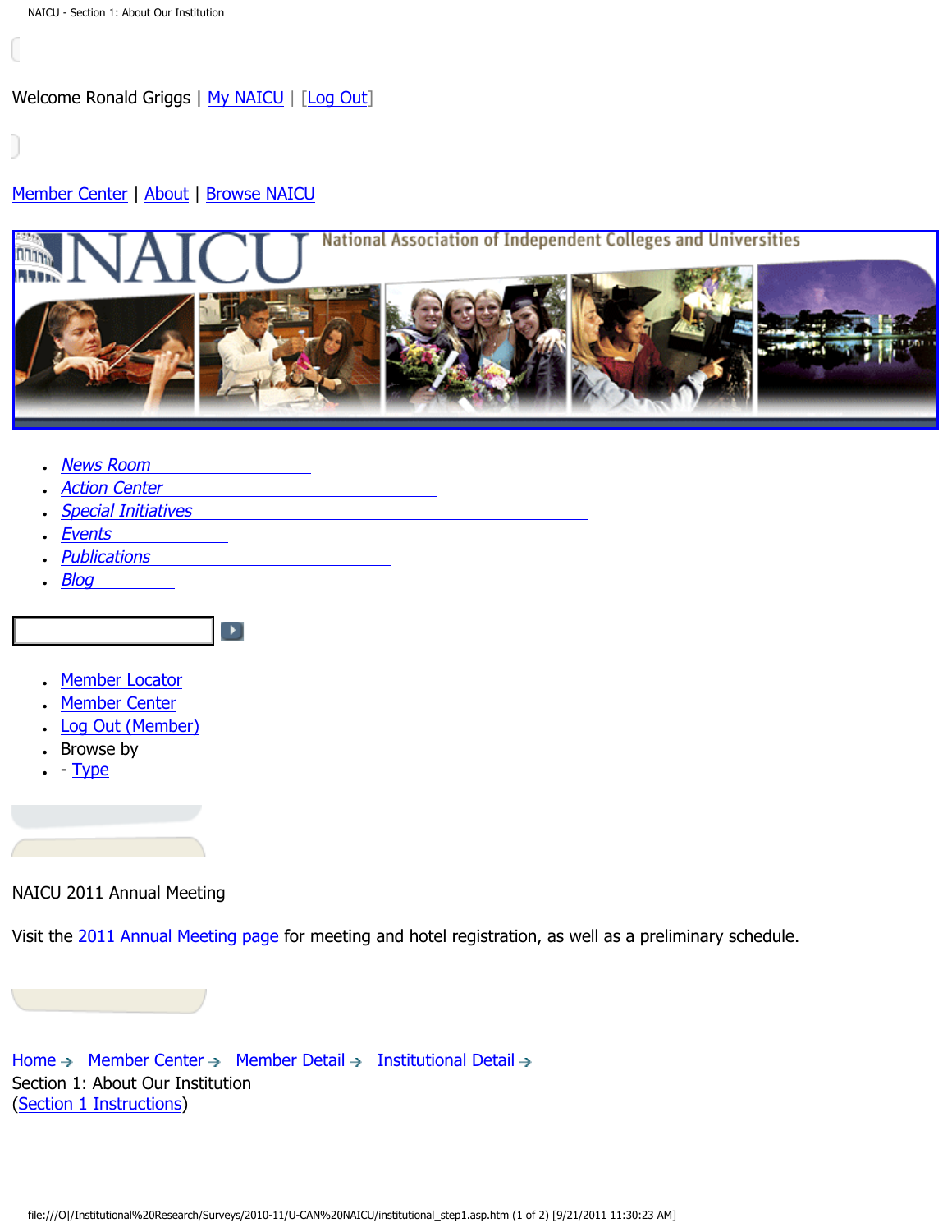Welcome Ronald Griggs | My NAICU | [Log Out]

Member Center | About | Browse NAICU

National Association of Independent Colleges and Universities

- News Room
- Action Center
- Special Initiatives
- Events
- Publications
- Blog

- Member Locator
- Member Center
- Log Out (Member)
- Browse by
- - Type

NAICU 2011 Annual Meeting

Visit the 2011 Annual Meeting page for meeting and hotel registration, as well as a preliminary schedule.

Home → Member Center → Member Detail → Institutional Detail →
Section 1: About Our Institution
(Section 1 Instructions)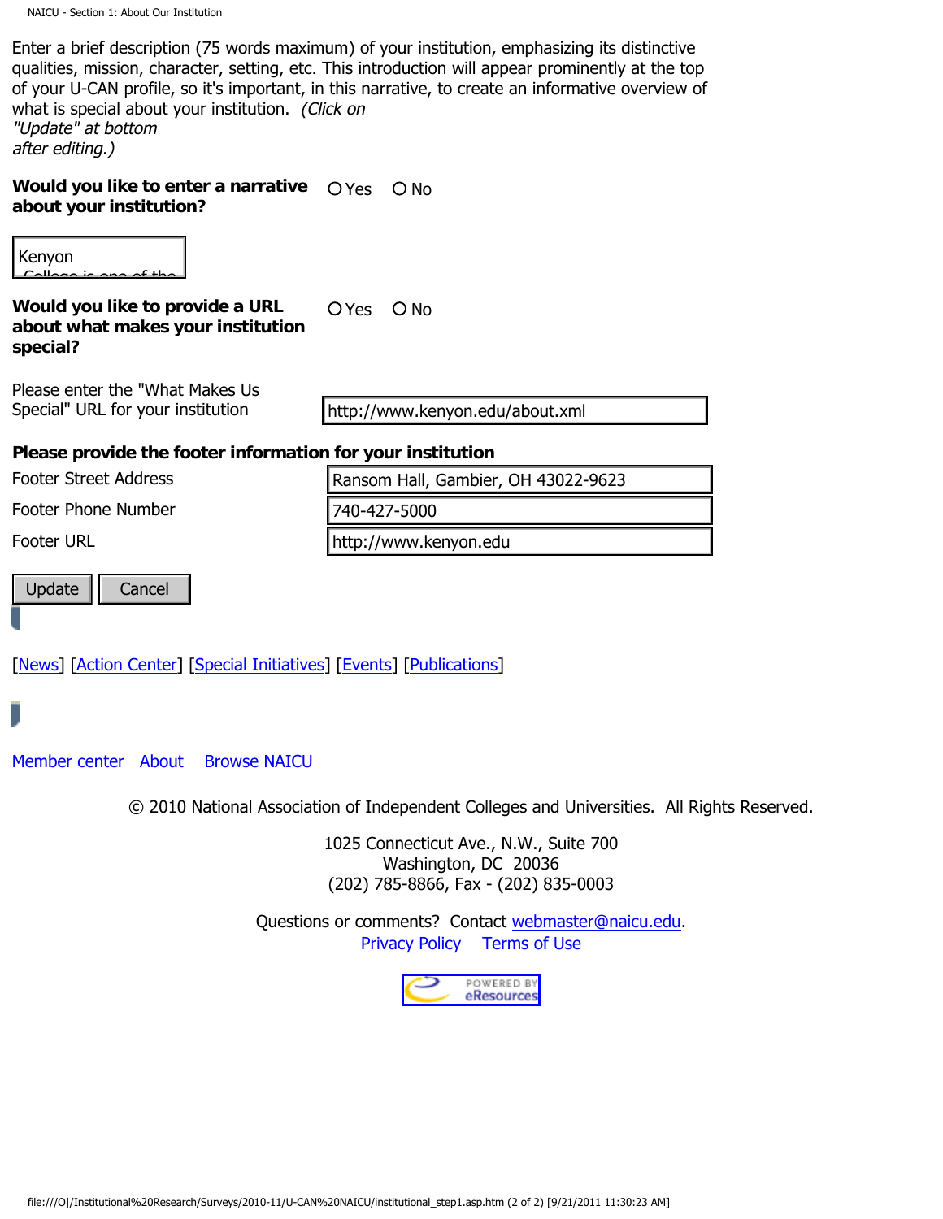Enter a brief description (75 words maximum) of your institution, emphasizing its distinctive qualities, mission, character, setting, etc. This introduction will appear prominently at the top of your U-CAN profile, so it's important, in this narrative, to create an informative overview of what is special about your institution. *(Click on "Update" at bottom after editing.)*

**Would you like to enter a narrative about your institution?** ○ Yes ○ No

Kenyon College is one of the

**Would you like to provide a URL about what makes your institution special?** ○ Yes ○ No

Please enter the "What Makes Us Special" URL for your institution: http://www.kenyon.edu/about.xml

**Please provide the footer information for your institution**

| | |
|---|---|
| Footer Street Address | Ransom Hall, Gambier, OH 43022-9623 |
| Footer Phone Number | 740-427-5000 |
| Footer URL | http://www.kenyon.edu |

Update Cancel

[News] [Action Center] [Special Initiatives] [Events] [Publications]

Member center About Browse NAICU

© 2010 National Association of Independent Colleges and Universities. All Rights Reserved.

1025 Connecticut Ave., N.W., Suite 700
Washington, DC 20036
(202) 785-8866, Fax - (202) 835-0003

Questions or comments? Contact webmaster@naicu.edu.
Privacy Policy Terms of Use

POWERED BY eResources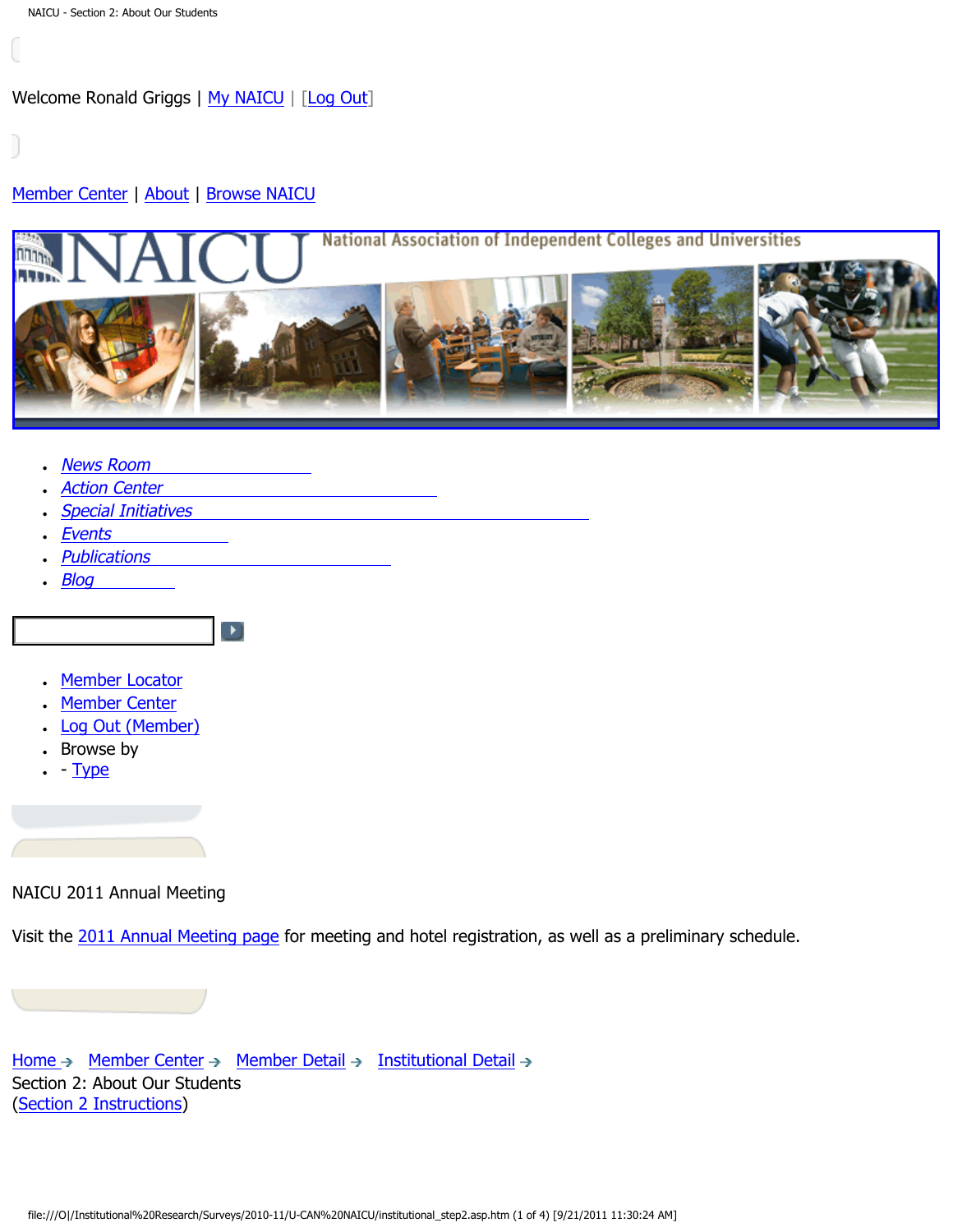Welcome Ronald Griggs | My NAICU | [Log Out]

Member Center | About | Browse NAICU

National Association of Independent Colleges and Universities

- News Room
- Action Center
- Special Initiatives
- Events
- Publications
- Blog

- Member Locator
- Member Center
- Log Out (Member)
- Browse by
- - Type

NAICU 2011 Annual Meeting

Visit the 2011 Annual Meeting page for meeting and hotel registration, as well as a preliminary schedule.

Home → Member Center → Member Detail → Institutional Detail →
Section 2: About Our Students
(Section 2 Instructions)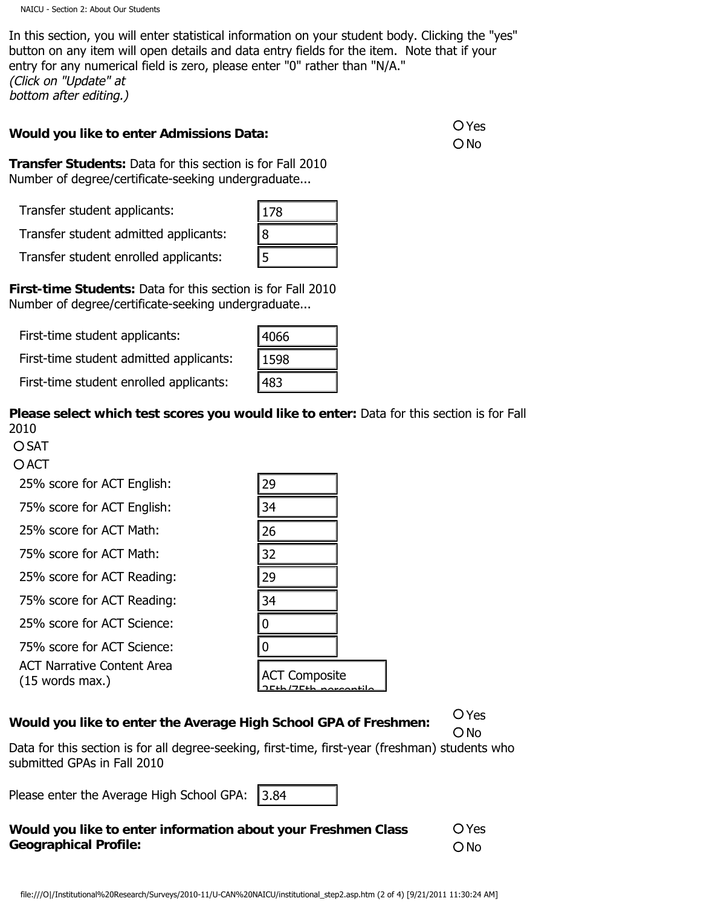In this section, you will enter statistical information on your student body. Clicking the "yes" button on any item will open details and data entry fields for the item. Note that if your entry for any numerical field is zero, please enter "0" rather than "N/A."
*(Click on "Update" at bottom after editing.)*

**Would you like to enter Admissions Data:** ○ Yes ○ No

**Transfer Students:** Data for this section is for Fall 2010
Number of degree/certificate-seeking undergraduate...

| | |
|---|---|
| Transfer student applicants: | 178 |
| Transfer student admitted applicants: | 8 |
| Transfer student enrolled applicants: | 5 |

**First-time Students:** Data for this section is for Fall 2010
Number of degree/certificate-seeking undergraduate...

| | |
|---|---|
| First-time student applicants: | 4066 |
| First-time student admitted applicants: | 1598 |
| First-time student enrolled applicants: | 483 |

**Please select which test scores you would like to enter:** Data for this section is for Fall 2010

○ SAT
○ ACT

| | |
|---|---|
| 25% score for ACT English: | 29 |
| 75% score for ACT English: | 34 |
| 25% score for ACT Math: | 26 |
| 75% score for ACT Math: | 32 |
| 25% score for ACT Reading: | 29 |
| 75% score for ACT Reading: | 34 |
| 25% score for ACT Science: | 0 |
| 75% score for ACT Science: | 0 |
| ACT Narrative Content Area (15 words max.) | ACT Composite 25th/75th percentile |

**Would you like to enter the Average High School GPA of Freshmen:** ○ Yes ○ No

Data for this section is for all degree-seeking, first-time, first-year (freshman) students who submitted GPAs in Fall 2010

Please enter the Average High School GPA: 3.84

**Would you like to enter information about your Freshmen Class Geographical Profile:** ○ Yes ○ No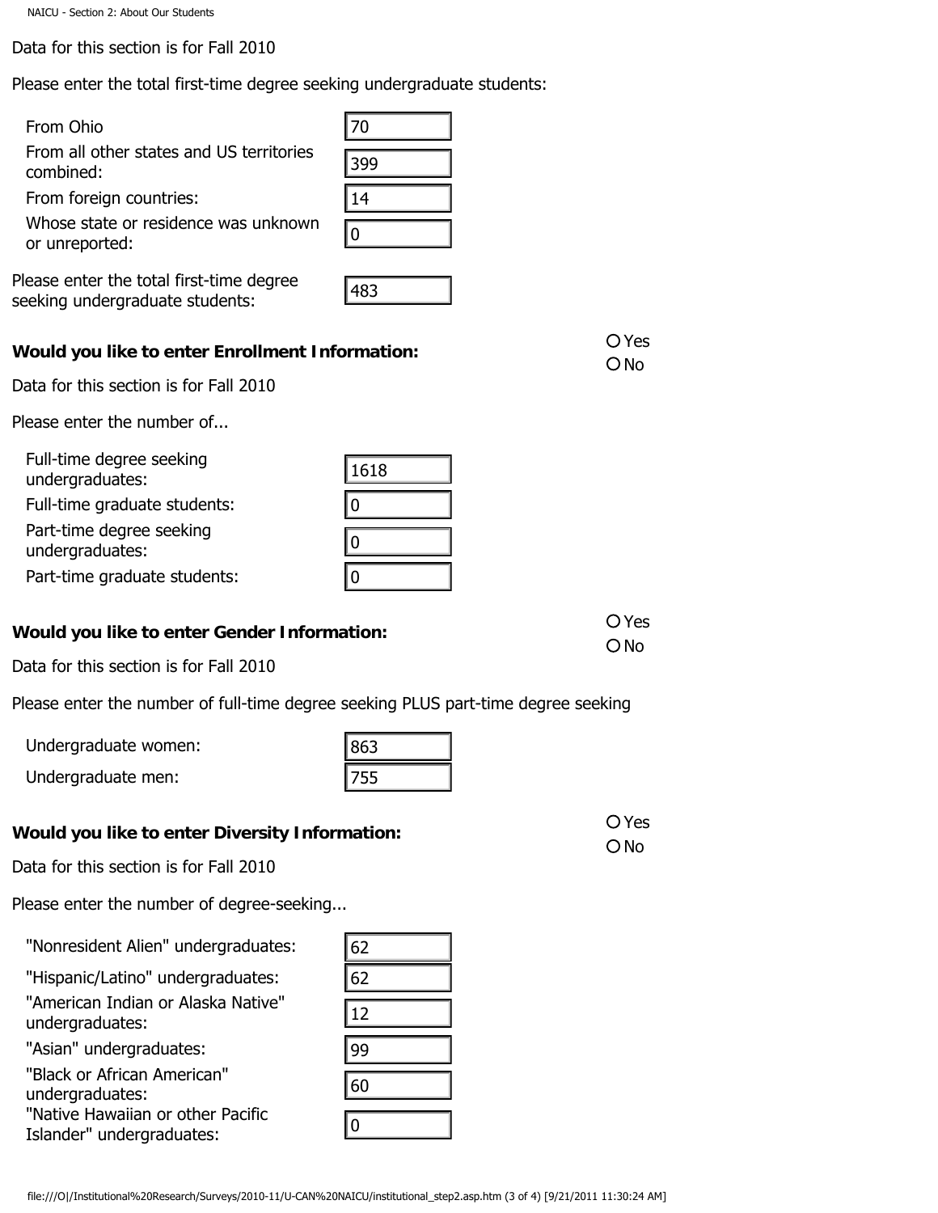Data for this section is for Fall 2010

Please enter the total first-time degree seeking undergraduate students:

| | |
|---|---|
| From Ohio | 70 |
| From all other states and US territories combined: | 399 |
| From foreign countries: | 14 |
| Whose state or residence was unknown or unreported: | 0 |

| | |
|---|---|
| Please enter the total first-time degree seeking undergraduate students: | 483 |

**Would you like to enter Enrollment Information:** ○ Yes ○ No

Data for this section is for Fall 2010

Please enter the number of...

| | |
|---|---|
| Full-time degree seeking undergraduates: | 1618 |
| Full-time graduate students: | 0 |
| Part-time degree seeking undergraduates: | 0 |
| Part-time graduate students: | 0 |

**Would you like to enter Gender Information:** ○ Yes ○ No

Data for this section is for Fall 2010

Please enter the number of full-time degree seeking PLUS part-time degree seeking

| | |
|---|---|
| Undergraduate women: | 863 |
| Undergraduate men: | 755 |

**Would you like to enter Diversity Information:** ○ Yes ○ No

Data for this section is for Fall 2010

Please enter the number of degree-seeking...

| | |
|---|---|
| "Nonresident Alien" undergraduates: | 62 |
| "Hispanic/Latino" undergraduates: | 62 |
| "American Indian or Alaska Native" undergraduates: | 12 |
| "Asian" undergraduates: | 99 |
| "Black or African American" undergraduates: | 60 |
| "Native Hawaiian or other Pacific Islander" undergraduates: | 0 |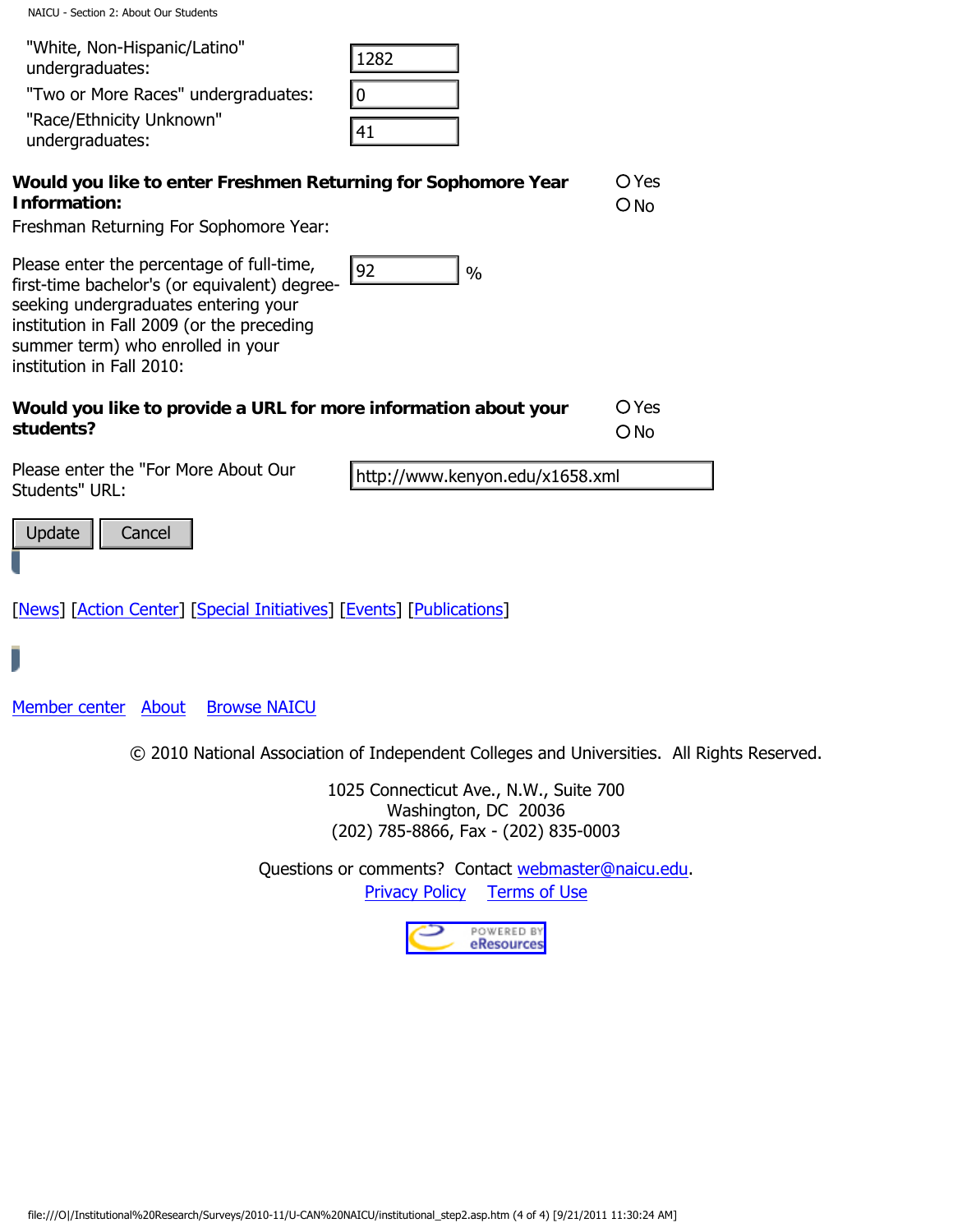"White, Non-Hispanic/Latino" undergraduates: 1282

"Two or More Races" undergraduates: 0

"Race/Ethnicity Unknown" undergraduates: 41

**Would you like to enter Freshmen Returning for Sophomore Year Information:**

- ○ Yes
- ○ No

Freshman Returning For Sophomore Year:

Please enter the percentage of full-time, first-time bachelor's (or equivalent) degree-seeking undergraduates entering your institution in Fall 2009 (or the preceding summer term) who enrolled in your institution in Fall 2010: 92 %

**Would you like to provide a URL for more information about your students?**

- ○ Yes
- ○ No

Please enter the "For More About Our Students" URL: http://www.kenyon.edu/x1658.xml

Update | Cancel

[News] [Action Center] [Special Initiatives] [Events] [Publications]

Member center   About   Browse NAICU

© 2010 National Association of Independent Colleges and Universities. All Rights Reserved.

1025 Connecticut Ave., N.W., Suite 700
Washington, DC 20036
(202) 785-8866, Fax - (202) 835-0003

Questions or comments? Contact webmaster@naicu.edu.
Privacy Policy   Terms of Use

POWERED BY eResources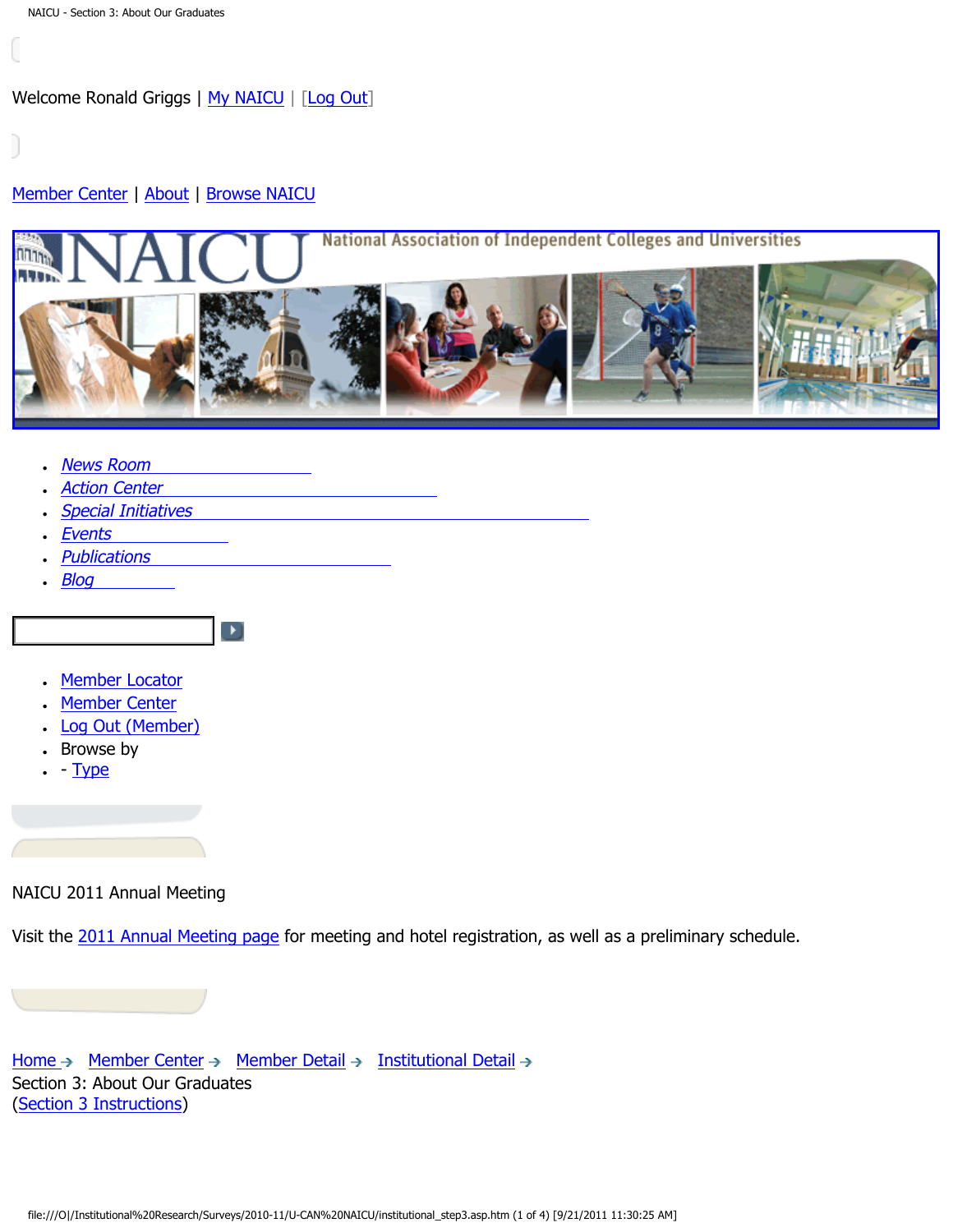Welcome Ronald Griggs | My NAICU | [Log Out]

Member Center | About | Browse NAICU

- News Room
- Action Center
- Special Initiatives
- Events
- Publications
- Blog

- Member Locator
- Member Center
- Log Out (Member)
- Browse by
- - Type

NAICU 2011 Annual Meeting

Visit the 2011 Annual Meeting page for meeting and hotel registration, as well as a preliminary schedule.

Home → Member Center → Member Detail → Institutional Detail →
Section 3: About Our Graduates
(Section 3 Instructions)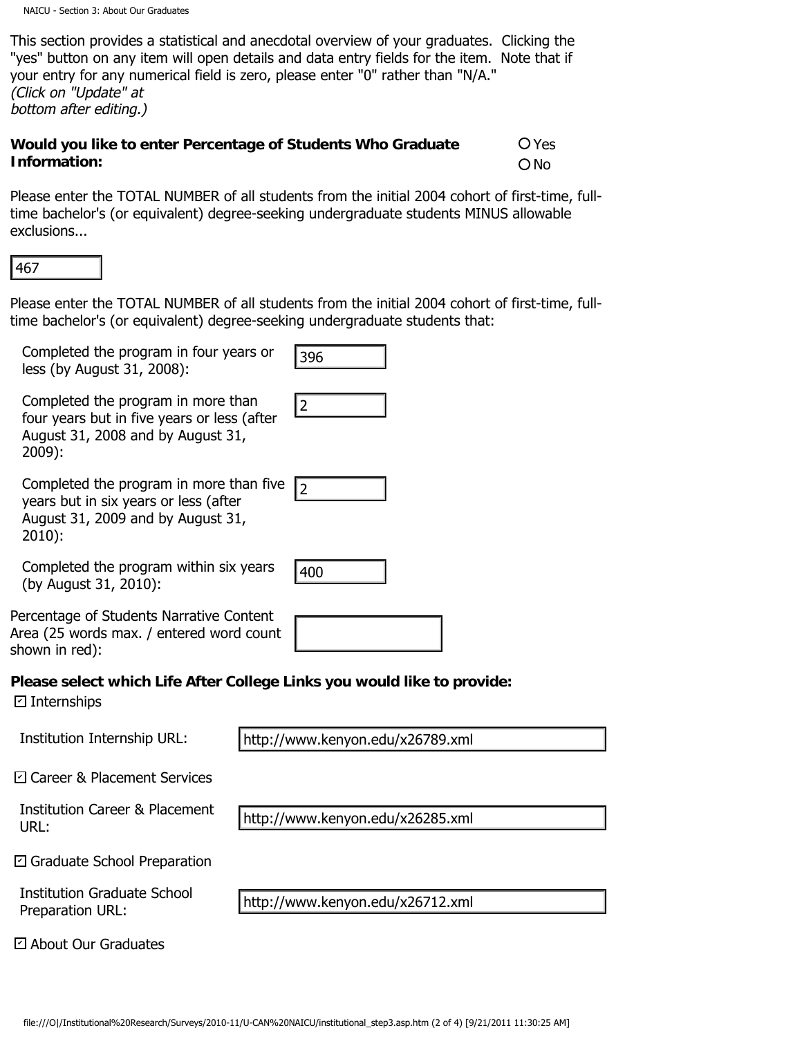This section provides a statistical and anecdotal overview of your graduates. Clicking the "yes" button on any item will open details and data entry fields for the item. Note that if your entry for any numerical field is zero, please enter "0" rather than "N/A."
*(Click on "Update" at bottom after editing.)*

**Would you like to enter Percentage of Students Who Graduate Information:**

○ Yes
○ No

Please enter the TOTAL NUMBER of all students from the initial 2004 cohort of first-time, full-time bachelor's (or equivalent) degree-seeking undergraduate students MINUS allowable exclusions...

467

Please enter the TOTAL NUMBER of all students from the initial 2004 cohort of first-time, full-time bachelor's (or equivalent) degree-seeking undergraduate students that:

| | |
|---|---|
| Completed the program in four years or less (by August 31, 2008): | 396 |
| Completed the program in more than four years but in five years or less (after August 31, 2008 and by August 31, 2009): | 2 |
| Completed the program in more than five years but in six years or less (after August 31, 2009 and by August 31, 2010): | 2 |
| Completed the program within six years (by August 31, 2010): | 400 |

Percentage of Students Narrative Content Area (25 words max. / entered word count shown in red):

**Please select which Life After College Links you would like to provide:**

☑ Internships

Institution Internship URL: http://www.kenyon.edu/x26789.xml

☑ Career & Placement Services

Institution Career & Placement URL: http://www.kenyon.edu/x26285.xml

☑ Graduate School Preparation

Institution Graduate School Preparation URL: http://www.kenyon.edu/x26712.xml

☑ About Our Graduates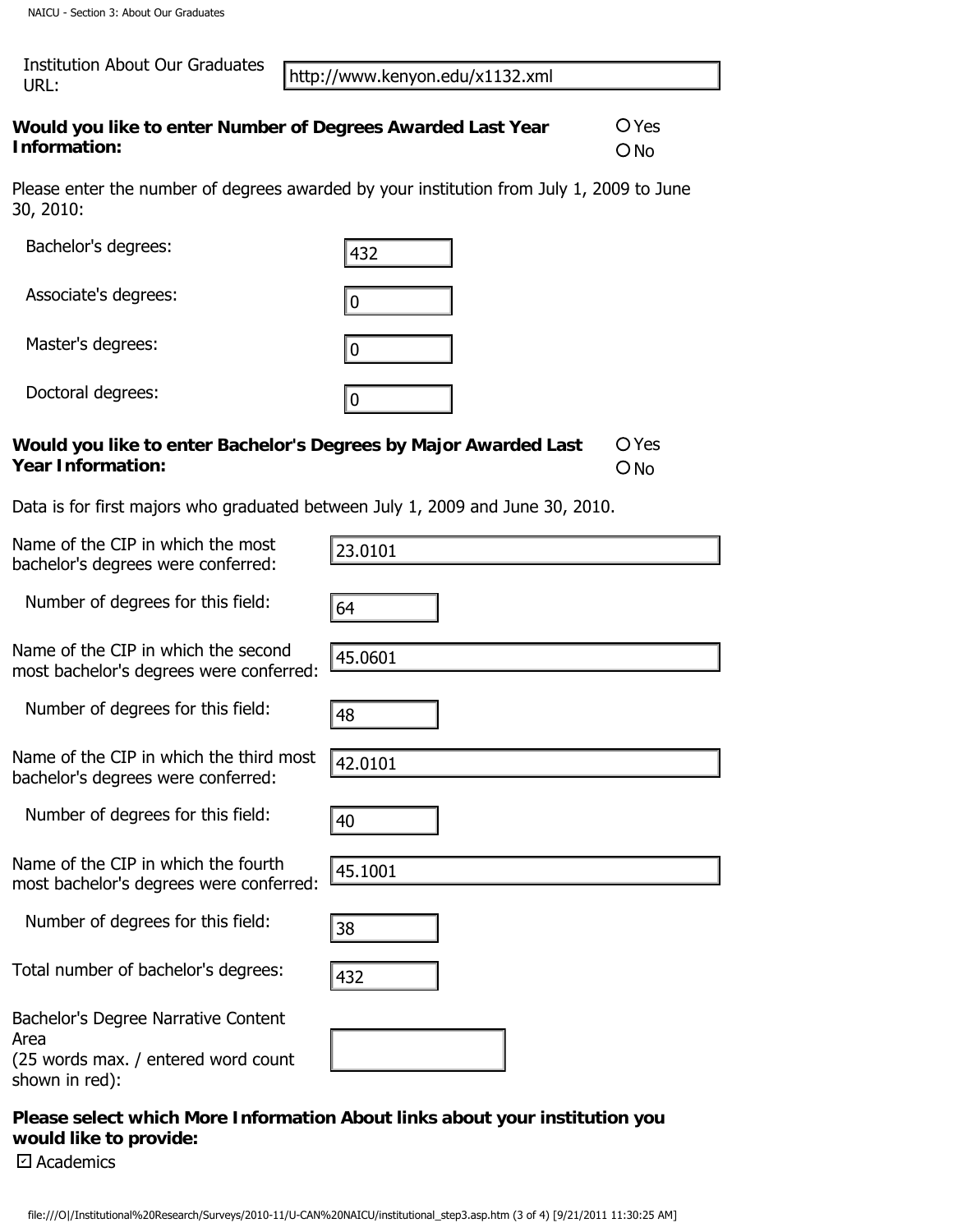Institution About Our Graduates URL: http://www.kenyon.edu/x1132.xml

**Would you like to enter Number of Degrees Awarded Last Year Information:**

○ Yes
○ No

Please enter the number of degrees awarded by your institution from July 1, 2009 to June 30, 2010:

| | |
|---|---|
| Bachelor's degrees: | 432 |
| Associate's degrees: | 0 |
| Master's degrees: | 0 |
| Doctoral degrees: | 0 |

**Would you like to enter Bachelor's Degrees by Major Awarded Last Year Information:**

○ Yes
○ No

Data is for first majors who graduated between July 1, 2009 and June 30, 2010.

| | |
|---|---|
| Name of the CIP in which the most bachelor's degrees were conferred: | 23.0101 |
| Number of degrees for this field: | 64 |
| Name of the CIP in which the second most bachelor's degrees were conferred: | 45.0601 |
| Number of degrees for this field: | 48 |
| Name of the CIP in which the third most bachelor's degrees were conferred: | 42.0101 |
| Number of degrees for this field: | 40 |
| Name of the CIP in which the fourth most bachelor's degrees were conferred: | 45.1001 |
| Number of degrees for this field: | 38 |
| Total number of bachelor's degrees: | 432 |
| Bachelor's Degree Narrative Content Area (25 words max. / entered word count shown in red): | |

**Please select which More Information About links about your institution you would like to provide:**

☑ Academics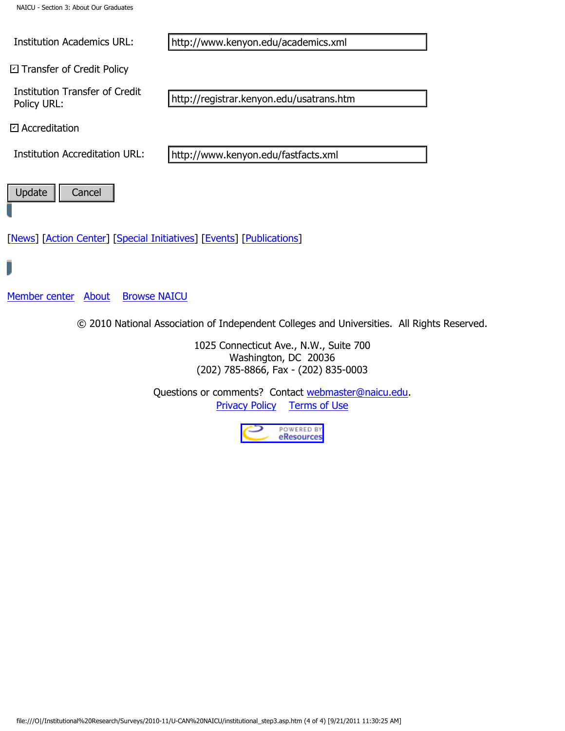Institution Academics URL: http://www.kenyon.edu/academics.xml

☑ Transfer of Credit Policy

Institution Transfer of Credit Policy URL: http://registrar.kenyon.edu/usatrans.htm

☑ Accreditation

Institution Accreditation URL: http://www.kenyon.edu/fastfacts.xml

Update | Cancel

[News] [Action Center] [Special Initiatives] [Events] [Publications]

Member center   About   Browse NAICU

© 2010 National Association of Independent Colleges and Universities. All Rights Reserved.

1025 Connecticut Ave., N.W., Suite 700
Washington, DC 20036
(202) 785-8866, Fax - (202) 835-0003

Questions or comments? Contact webmaster@naicu.edu.
Privacy Policy   Terms of Use

POWERED BY eResources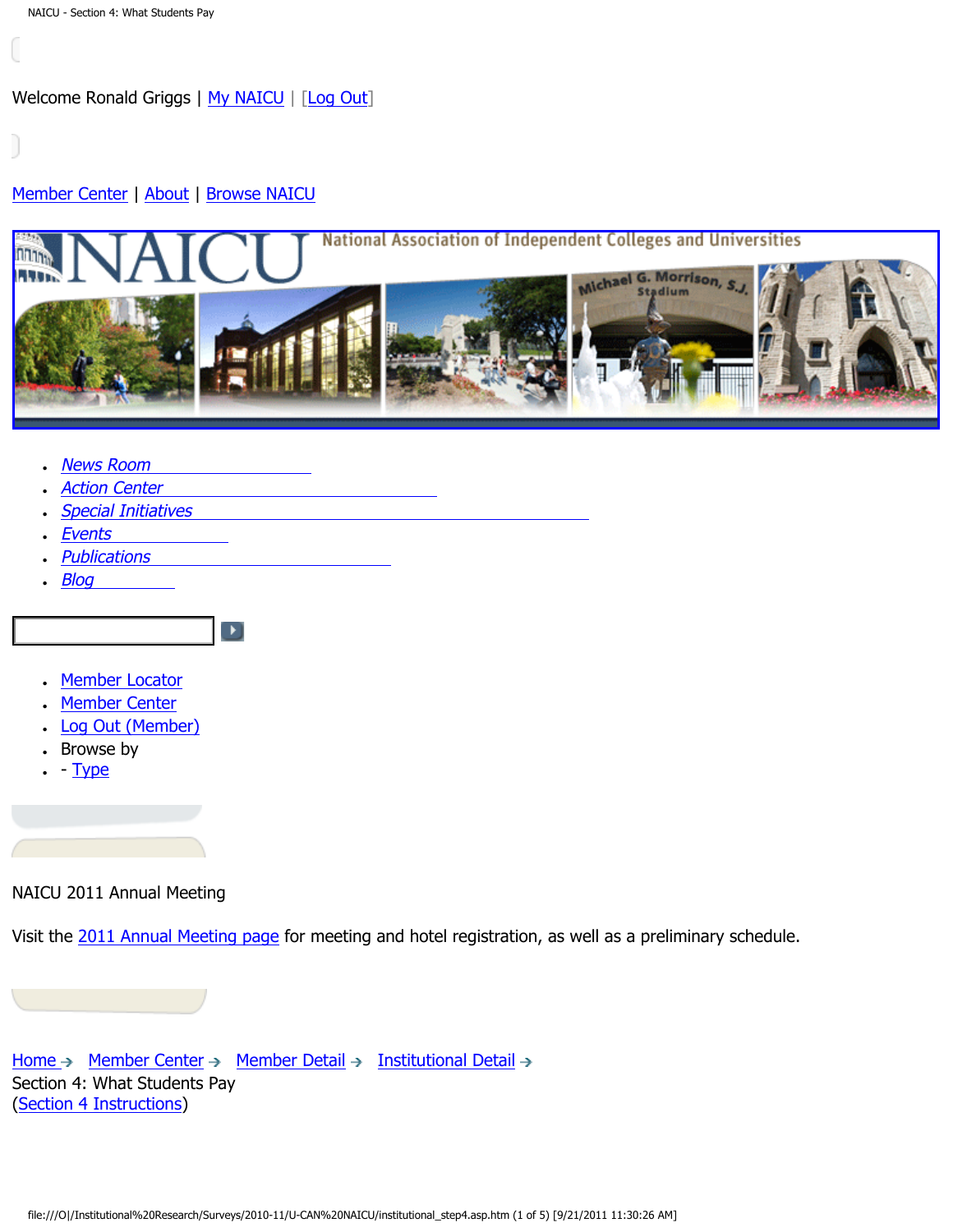Welcome Ronald Griggs | My NAICU | [Log Out]

Member Center | About | Browse NAICU

NAICU National Association of Independent Colleges and Universities

- *News Room*
- *Action Center*
- *Special Initiatives*
- *Events*
- *Publications*
- *Blog*

- Member Locator
- Member Center
- Log Out (Member)
- Browse by
- - Type

NAICU 2011 Annual Meeting

Visit the 2011 Annual Meeting page for meeting and hotel registration, as well as a preliminary schedule.

Home → Member Center → Member Detail → Institutional Detail →
Section 4: What Students Pay
(Section 4 Instructions)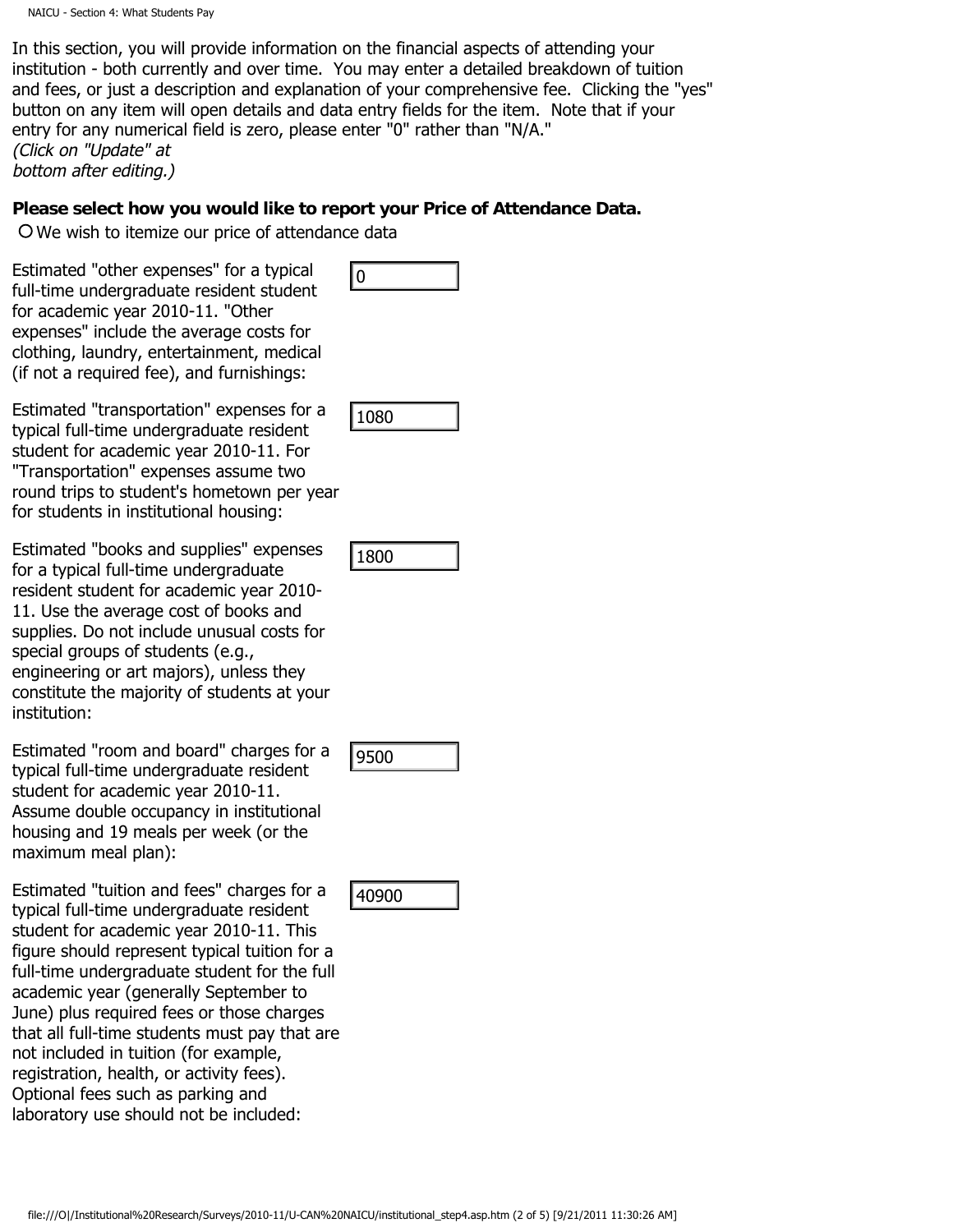In this section, you will provide information on the financial aspects of attending your institution - both currently and over time. You may enter a detailed breakdown of tuition and fees, or just a description and explanation of your comprehensive fee. Clicking the "yes" button on any item will open details and data entry fields for the item. Note that if your entry for any numerical field is zero, please enter "0" rather than "N/A."
*(Click on "Update" at bottom after editing.)*

**Please select how you would like to report your Price of Attendance Data.**

○ We wish to itemize our price of attendance data

| | |
|---|---|
| Estimated "other expenses" for a typical full-time undergraduate resident student for academic year 2010-11. "Other expenses" include the average costs for clothing, laundry, entertainment, medical (if not a required fee), and furnishings: | 0 |
| Estimated "transportation" expenses for a typical full-time undergraduate resident student for academic year 2010-11. For "Transportation" expenses assume two round trips to student's hometown per year for students in institutional housing: | 1080 |
| Estimated "books and supplies" expenses for a typical full-time undergraduate resident student for academic year 2010-11. Use the average cost of books and supplies. Do not include unusual costs for special groups of students (e.g., engineering or art majors), unless they constitute the majority of students at your institution: | 1800 |
| Estimated "room and board" charges for a typical full-time undergraduate resident student for academic year 2010-11. Assume double occupancy in institutional housing and 19 meals per week (or the maximum meal plan): | 9500 |
| Estimated "tuition and fees" charges for a typical full-time undergraduate resident student for academic year 2010-11. This figure should represent typical tuition for a full-time undergraduate student for the full academic year (generally September to June) plus required fees or those charges that all full-time students must pay that are not included in tuition (for example, registration, health, or activity fees). Optional fees such as parking and laboratory use should not be included: | 40900 |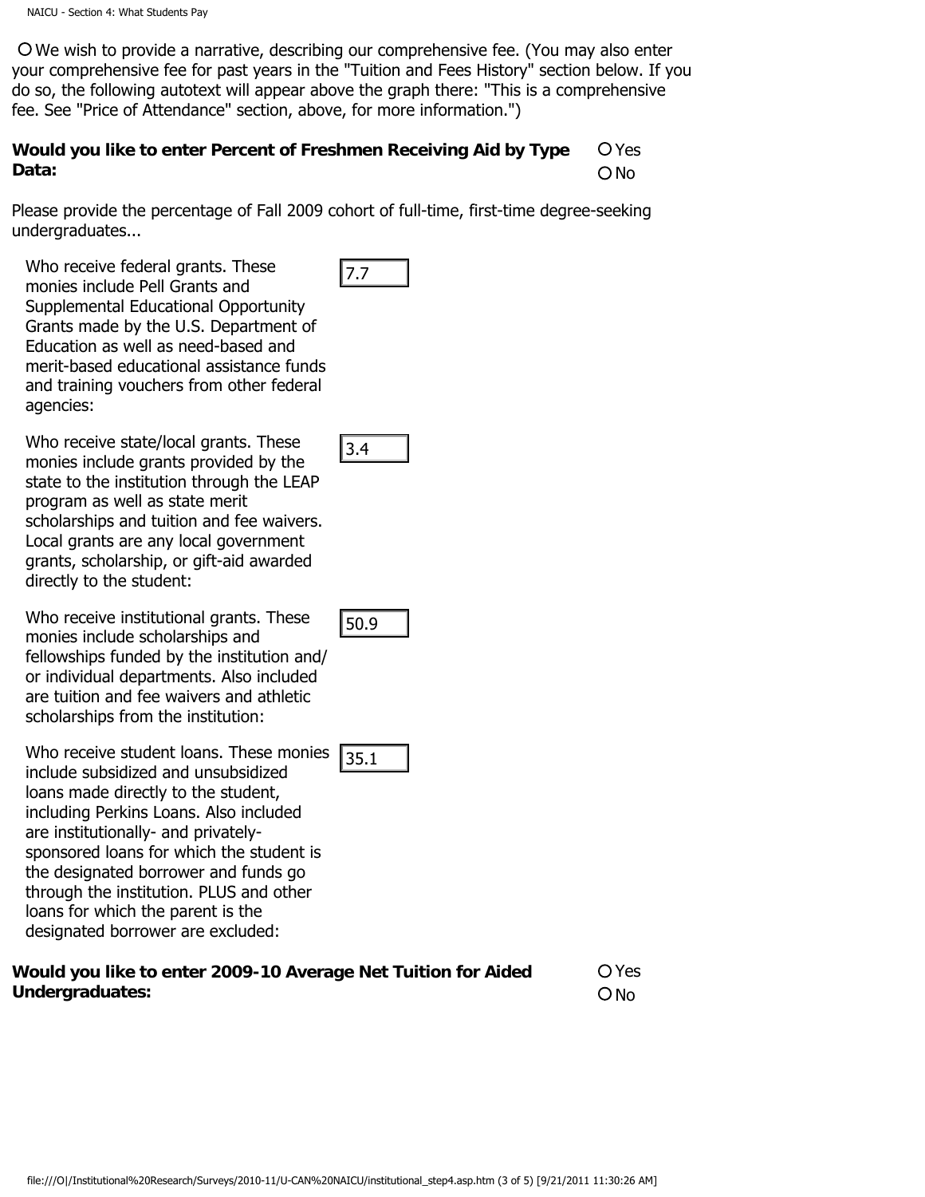○ We wish to provide a narrative, describing our comprehensive fee. (You may also enter your comprehensive fee for past years in the "Tuition and Fees History" section below. If you do so, the following autotext will appear above the graph there: "This is a comprehensive fee. See "Price of Attendance" section, above, for more information.")

**Would you like to enter Percent of Freshmen Receiving Aid by Type Data:** ○ Yes ○ No

Please provide the percentage of Fall 2009 cohort of full-time, first-time degree-seeking undergraduates...

| | |
|---|---|
| Who receive federal grants. These monies include Pell Grants and Supplemental Educational Opportunity Grants made by the U.S. Department of Education as well as need-based and merit-based educational assistance funds and training vouchers from other federal agencies: | 7.7 |
| Who receive state/local grants. These monies include grants provided by the state to the institution through the LEAP program as well as state merit scholarships and tuition and fee waivers. Local grants are any local government grants, scholarship, or gift-aid awarded directly to the student: | 3.4 |
| Who receive institutional grants. These monies include scholarships and fellowships funded by the institution and/or individual departments. Also included are tuition and fee waivers and athletic scholarships from the institution: | 50.9 |
| Who receive student loans. These monies include subsidized and unsubsidized loans made directly to the student, including Perkins Loans. Also included are institutionally- and privately-sponsored loans for which the student is the designated borrower and funds go through the institution. PLUS and other loans for which the parent is the designated borrower are excluded: | 35.1 |

**Would you like to enter 2009-10 Average Net Tuition for Aided Undergraduates:** ○ Yes ○ No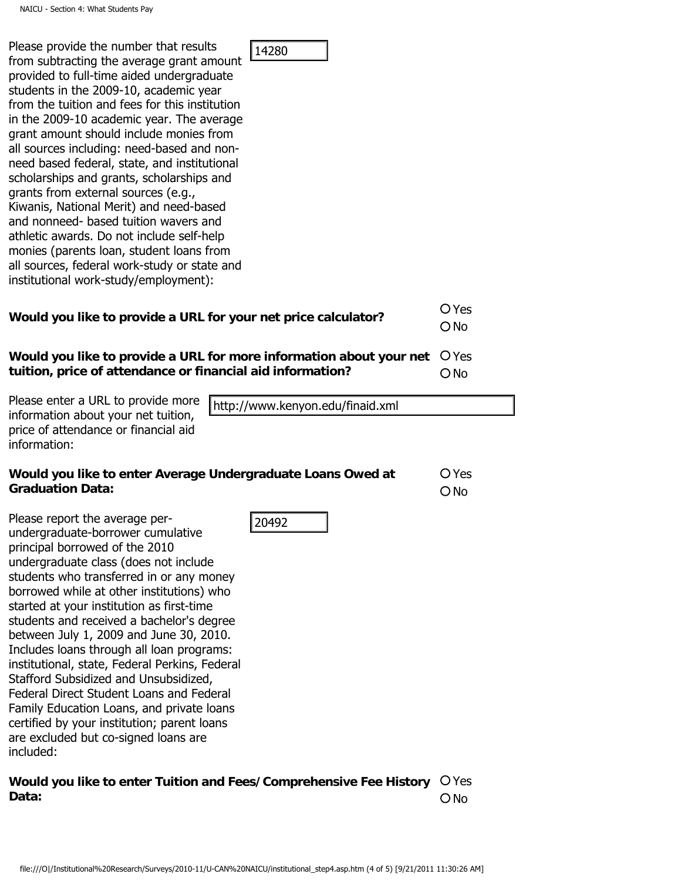Please provide the number that results from subtracting the average grant amount provided to full-time aided undergraduate students in the 2009-10, academic year from the tuition and fees for this institution in the 2009-10 academic year. The average grant amount should include monies from all sources including: need-based and non-need based federal, state, and institutional scholarships and grants, scholarships and grants from external sources (e.g., Kiwanis, National Merit) and need-based and nonneed- based tuition wavers and athletic awards. Do not include self-help monies (parents loan, student loans from all sources, federal work-study or state and institutional work-study/employment): 14280

**Would you like to provide a URL for your net price calculator?** ○ Yes ○ No

**Would you like to provide a URL for more information about your net tuition, price of attendance or financial aid information?** ○ Yes ○ No

Please enter a URL to provide more information about your net tuition, price of attendance or financial aid information: http://www.kenyon.edu/finaid.xml

**Would you like to enter Average Undergraduate Loans Owed at Graduation Data:** ○ Yes ○ No

Please report the average per-undergraduate-borrower cumulative principal borrowed of the 2010 undergraduate class (does not include students who transferred in or any money borrowed while at other institutions) who started at your institution as first-time students and received a bachelor's degree between July 1, 2009 and June 30, 2010. Includes loans through all loan programs: institutional, state, Federal Perkins, Federal Stafford Subsidized and Unsubsidized, Federal Direct Student Loans and Federal Family Education Loans, and private loans certified by your institution; parent loans are excluded but co-signed loans are included: 20492

**Would you like to enter Tuition and Fees/Comprehensive Fee History Data:** ○ Yes ○ No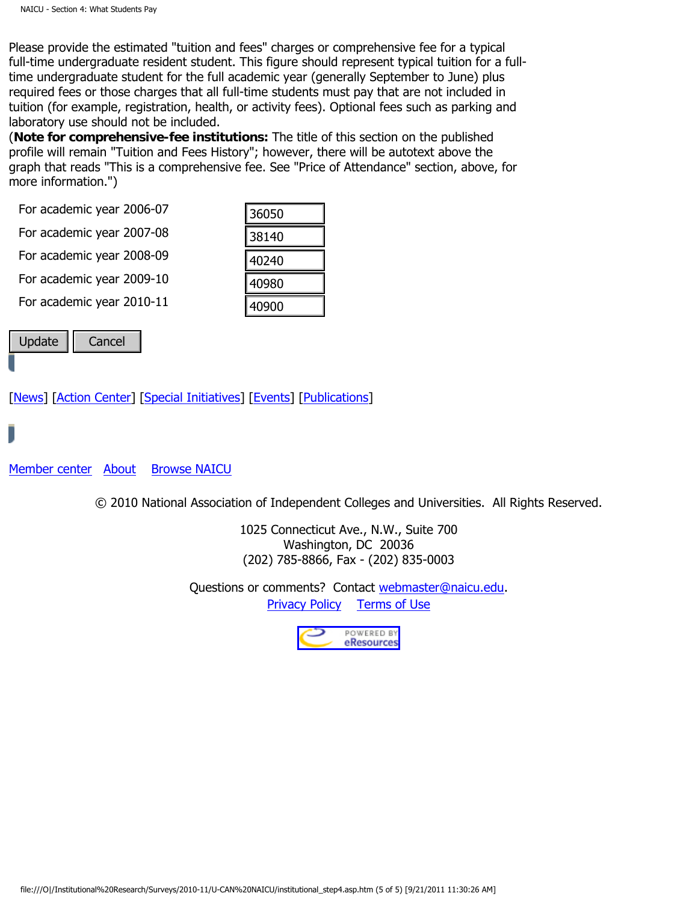Please provide the estimated "tuition and fees" charges or comprehensive fee for a typical full-time undergraduate resident student. This figure should represent typical tuition for a full-time undergraduate student for the full academic year (generally September to June) plus required fees or those charges that all full-time students must pay that are not included in tuition (for example, registration, health, or activity fees). Optional fees such as parking and laboratory use should not be included.
(**Note for comprehensive-fee institutions:** The title of this section on the published profile will remain "Tuition and Fees History"; however, there will be autotext above the graph that reads "This is a comprehensive fee. See "Price of Attendance" section, above, for more information.")

| | |
|---|---|
| For academic year 2006-07 | 36050 |
| For academic year 2007-08 | 38140 |
| For academic year 2008-09 | 40240 |
| For academic year 2009-10 | 40980 |
| For academic year 2010-11 | 40900 |

Update Cancel

[News] [Action Center] [Special Initiatives] [Events] [Publications]

Member center About Browse NAICU

© 2010 National Association of Independent Colleges and Universities. All Rights Reserved.

1025 Connecticut Ave., N.W., Suite 700
Washington, DC 20036
(202) 785-8866, Fax - (202) 835-0003

Questions or comments? Contact webmaster@naicu.edu.
Privacy Policy Terms of Use

POWERED BY eResources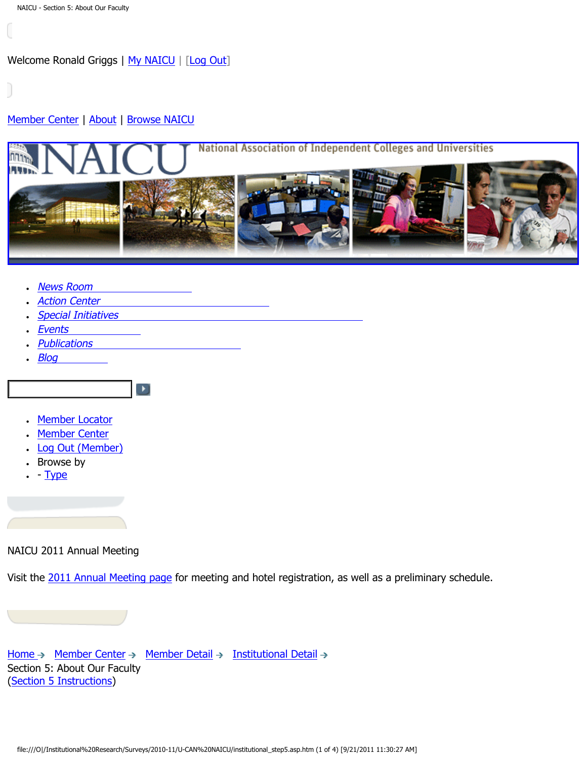Welcome Ronald Griggs | My NAICU | [Log Out]

Member Center | About | Browse NAICU

- News Room
- Action Center
- Special Initiatives
- Events
- Publications
- Blog

- Member Locator
- Member Center
- Log Out (Member)
- Browse by
- - Type

NAICU 2011 Annual Meeting

Visit the 2011 Annual Meeting page for meeting and hotel registration, as well as a preliminary schedule.

Home → Member Center → Member Detail → Institutional Detail →
Section 5: About Our Faculty
(Section 5 Instructions)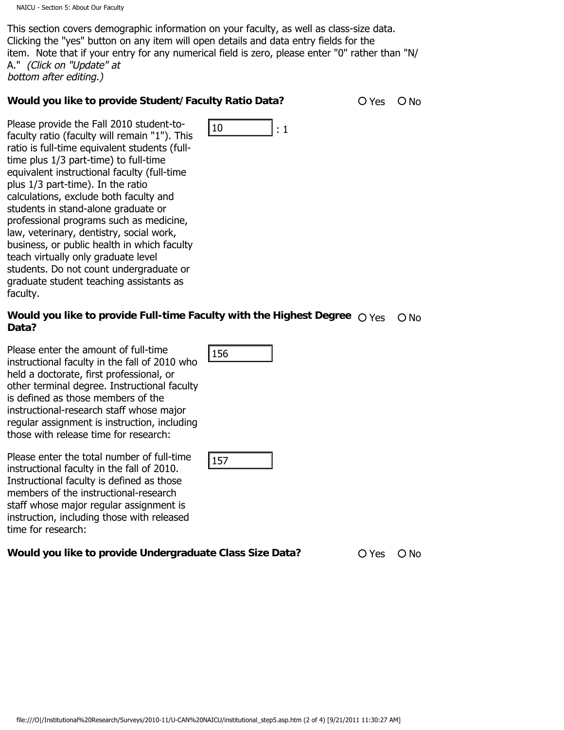This section covers demographic information on your faculty, as well as class-size data. Clicking the "yes" button on any item will open details and data entry fields for the item. Note that if your entry for any numerical field is zero, please enter "0" rather than "N/A." *(Click on "Update" at bottom after editing.)*

**Would you like to provide Student/Faculty Ratio Data?** ○ Yes ○ No

Please provide the Fall 2010 student-to-faculty ratio (faculty will remain "1"). This ratio is full-time equivalent students (full-time plus 1/3 part-time) to full-time equivalent instructional faculty (full-time plus 1/3 part-time). In the ratio calculations, exclude both faculty and students in stand-alone graduate or professional programs such as medicine, law, veterinary, dentistry, social work, business, or public health in which faculty teach virtually only graduate level students. Do not count undergraduate or graduate student teaching assistants as faculty.

10 : 1

**Would you like to provide Full-time Faculty with the Highest Degree Data?** ○ Yes ○ No

Please enter the amount of full-time instructional faculty in the fall of 2010 who held a doctorate, first professional, or other terminal degree. Instructional faculty is defined as those members of the instructional-research staff whose major regular assignment is instruction, including those with release time for research:

156

Please enter the total number of full-time instructional faculty in the fall of 2010. Instructional faculty is defined as those members of the instructional-research staff whose major regular assignment is instruction, including those with released time for research:

157

**Would you like to provide Undergraduate Class Size Data?** ○ Yes ○ No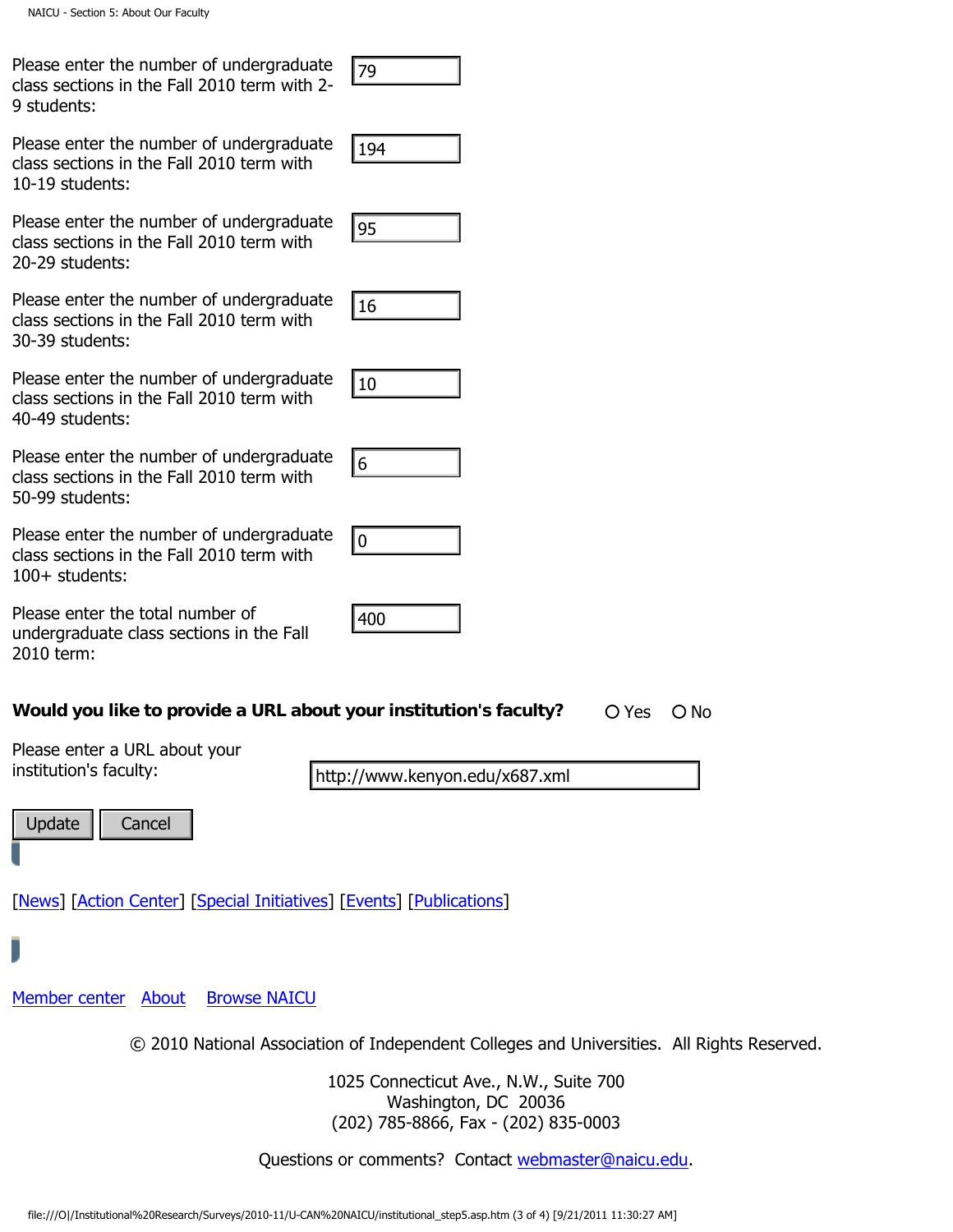Please enter the number of undergraduate class sections in the Fall 2010 term with 2-9 students: 79

Please enter the number of undergraduate class sections in the Fall 2010 term with 10-19 students: 194

Please enter the number of undergraduate class sections in the Fall 2010 term with 20-29 students: 95

Please enter the number of undergraduate class sections in the Fall 2010 term with 30-39 students: 16

Please enter the number of undergraduate class sections in the Fall 2010 term with 40-49 students: 10

Please enter the number of undergraduate class sections in the Fall 2010 term with 50-99 students: 6

Please enter the number of undergraduate class sections in the Fall 2010 term with 100+ students: 0

Please enter the total number of undergraduate class sections in the Fall 2010 term: 400

**Would you like to provide a URL about your institution's faculty?** ○ Yes ○ No

Please enter a URL about your institution's faculty: http://www.kenyon.edu/x687.xml

Update | Cancel

[News] [Action Center] [Special Initiatives] [Events] [Publications]

Member center About Browse NAICU

© 2010 National Association of Independent Colleges and Universities. All Rights Reserved.

1025 Connecticut Ave., N.W., Suite 700
Washington, DC 20036
(202) 785-8866, Fax - (202) 835-0003

Questions or comments? Contact webmaster@naicu.edu.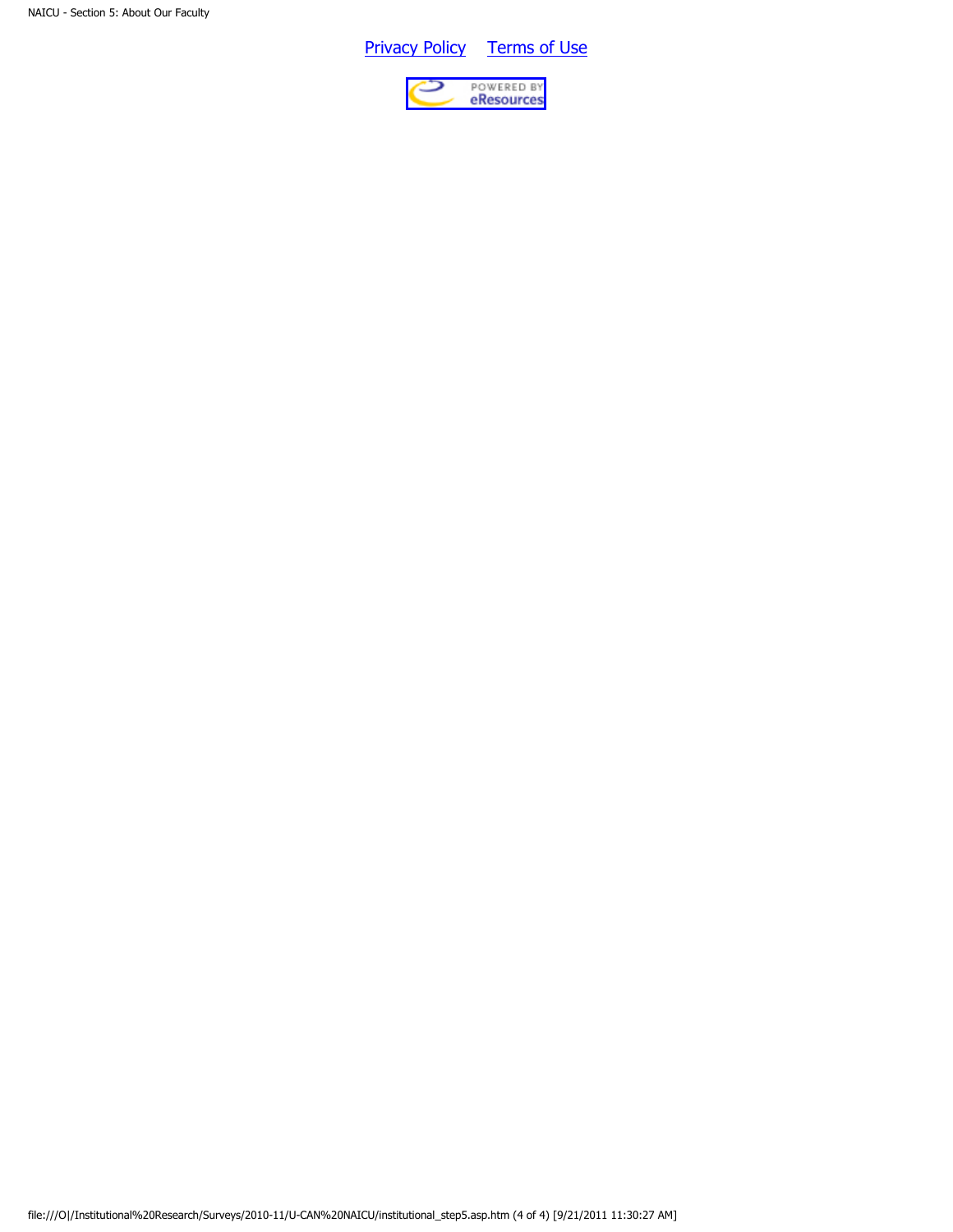Privacy Policy     Terms of Use

POWERED BY eResources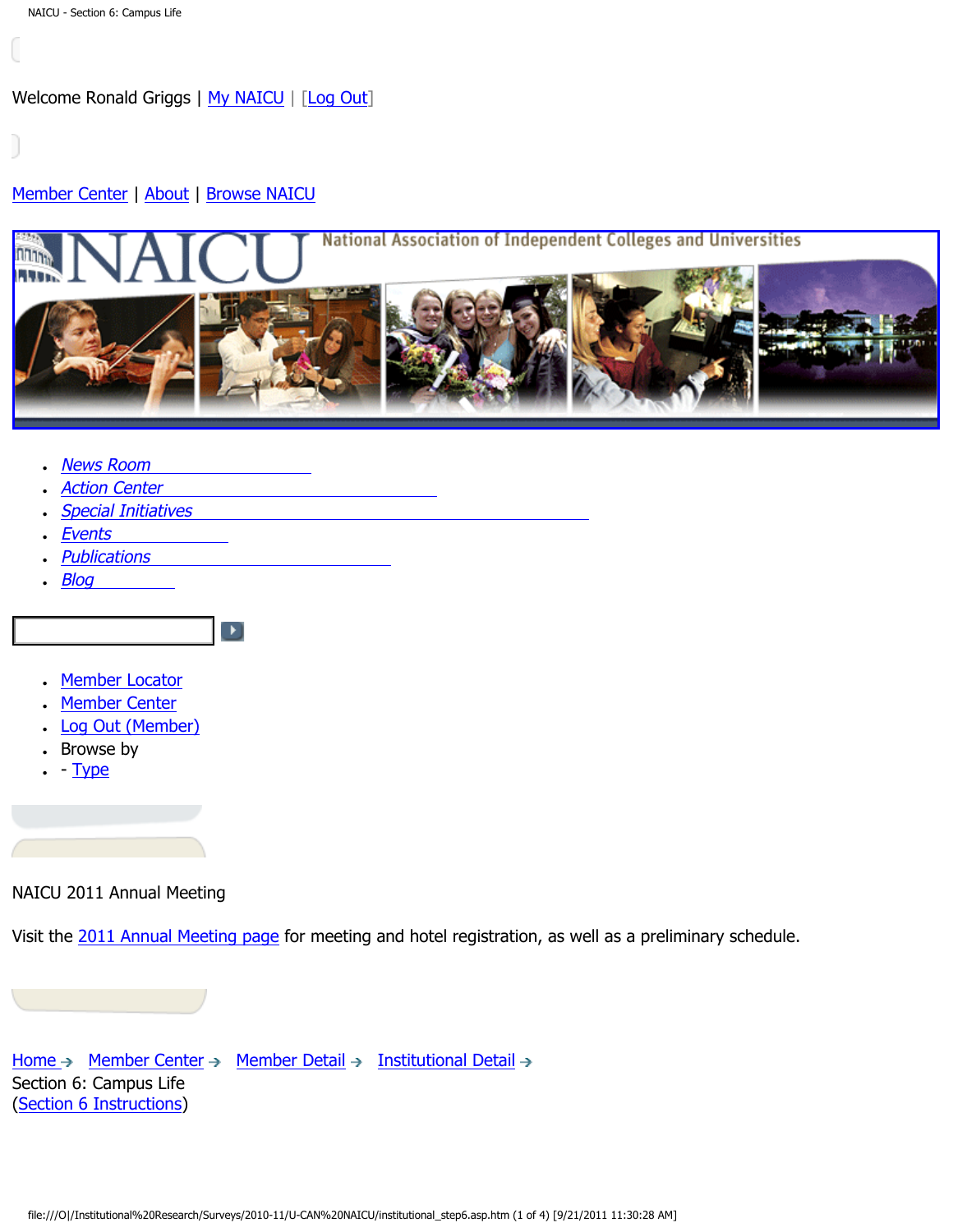Welcome Ronald Griggs | My NAICU | [Log Out]

Member Center | About | Browse NAICU

- *News Room*
- *Action Center*
- *Special Initiatives*
- *Events*
- *Publications*
- *Blog*

- Member Locator
- Member Center
- Log Out (Member)
- Browse by
- - Type

NAICU 2011 Annual Meeting

Visit the 2011 Annual Meeting page for meeting and hotel registration, as well as a preliminary schedule.

Home → Member Center → Member Detail → Institutional Detail →
Section 6: Campus Life
(Section 6 Instructions)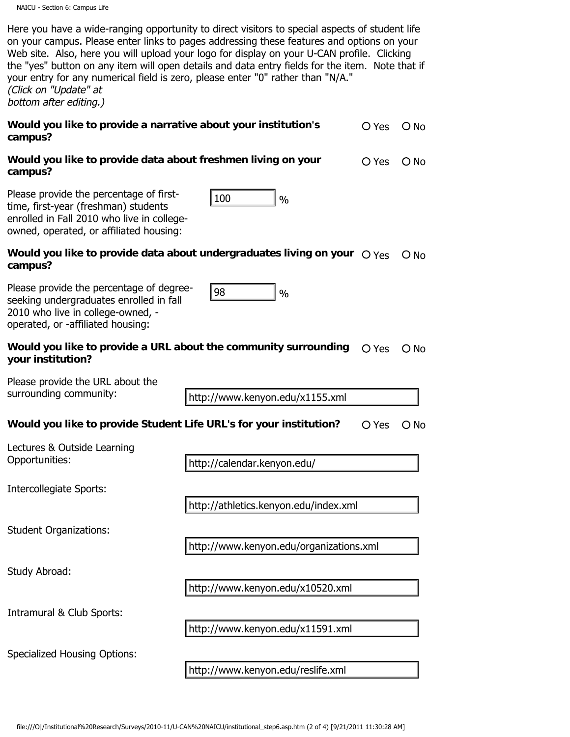Here you have a wide-ranging opportunity to direct visitors to special aspects of student life on your campus. Please enter links to pages addressing these features and options on your Web site. Also, here you will upload your logo for display on your U-CAN profile. Clicking the "yes" button on any item will open details and data entry fields for the item. Note that if your entry for any numerical field is zero, please enter "0" rather than "N/A."
*(Click on "Update" at bottom after editing.)*

**Would you like to provide a narrative about your institution's campus?** ○ Yes ○ No

**Would you like to provide data about freshmen living on your campus?** ○ Yes ○ No

Please provide the percentage of first-time, first-year (freshman) students enrolled in Fall 2010 who live in college-owned, operated, or affiliated housing: 100 %

**Would you like to provide data about undergraduates living on your campus?** ○ Yes ○ No

Please provide the percentage of degree-seeking undergraduates enrolled in fall 2010 who live in college-owned, -operated, or -affiliated housing: 98 %

**Would you like to provide a URL about the community surrounding your institution?** ○ Yes ○ No

Please provide the URL about the surrounding community: http://www.kenyon.edu/x1155.xml

**Would you like to provide Student Life URL's for your institution?** ○ Yes ○ No

| | |
|---|---|
| Lectures & Outside Learning Opportunities: | http://calendar.kenyon.edu/ |
| Intercollegiate Sports: | http://athletics.kenyon.edu/index.xml |
| Student Organizations: | http://www.kenyon.edu/organizations.xml |
| Study Abroad: | http://www.kenyon.edu/x10520.xml |
| Intramural & Club Sports: | http://www.kenyon.edu/x11591.xml |
| Specialized Housing Options: | http://www.kenyon.edu/reslife.xml |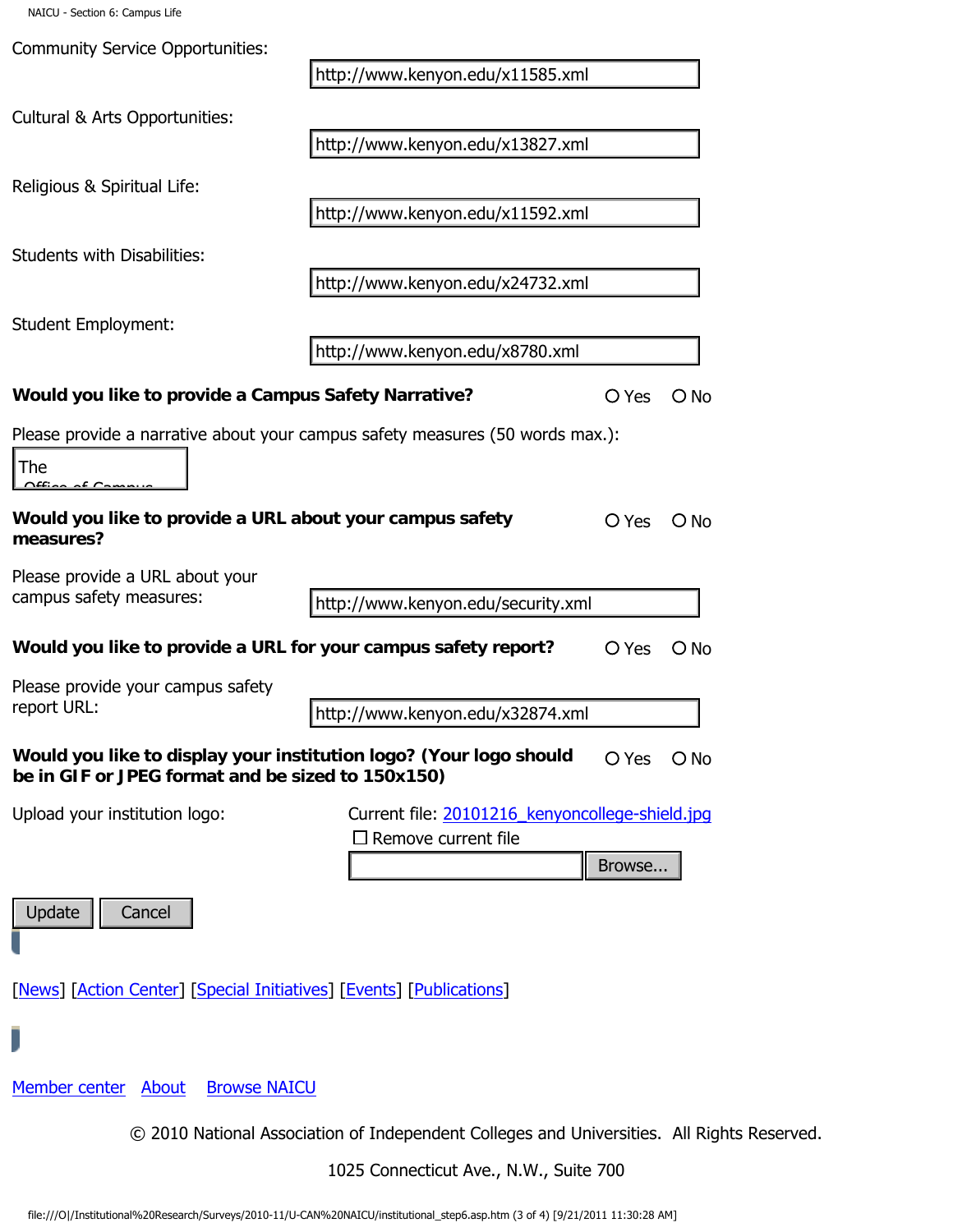Community Service Opportunities: http://www.kenyon.edu/x11585.xml

Cultural & Arts Opportunities: http://www.kenyon.edu/x13827.xml

Religious & Spiritual Life: http://www.kenyon.edu/x11592.xml

Students with Disabilities: http://www.kenyon.edu/x24732.xml

Student Employment: http://www.kenyon.edu/x8780.xml

**Would you like to provide a Campus Safety Narrative?** ○ Yes ○ No

Please provide a narrative about your campus safety measures (50 words max.):

The Office of Campus

**Would you like to provide a URL about your campus safety measures?** ○ Yes ○ No

Please provide a URL about your campus safety measures: http://www.kenyon.edu/security.xml

**Would you like to provide a URL for your campus safety report?** ○ Yes ○ No

Please provide your campus safety report URL: http://www.kenyon.edu/x32874.xml

**Would you like to display your institution logo? (Your logo should be in GIF or JPEG format and be sized to 150x150)** ○ Yes ○ No

Upload your institution logo: Current file: [20101216_kenyoncollege-shield.jpg]

☐ Remove current file

Browse...

Update Cancel

[News] [Action Center] [Special Initiatives] [Events] [Publications]

Member center About Browse NAICU

© 2010 National Association of Independent Colleges and Universities. All Rights Reserved.

1025 Connecticut Ave., N.W., Suite 700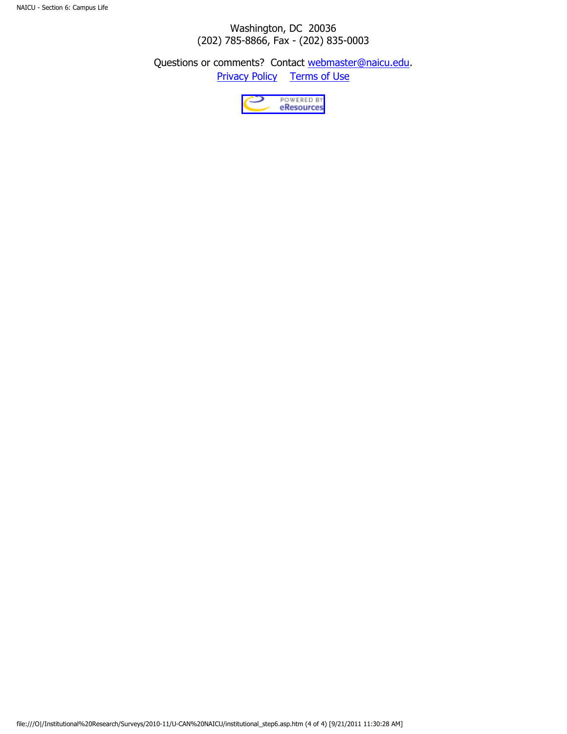Washington, DC  20036
(202) 785-8866, Fax - (202) 835-0003

Questions or comments?  Contact webmaster@naicu.edu.
Privacy Policy     Terms of Use

POWERED BY eResources